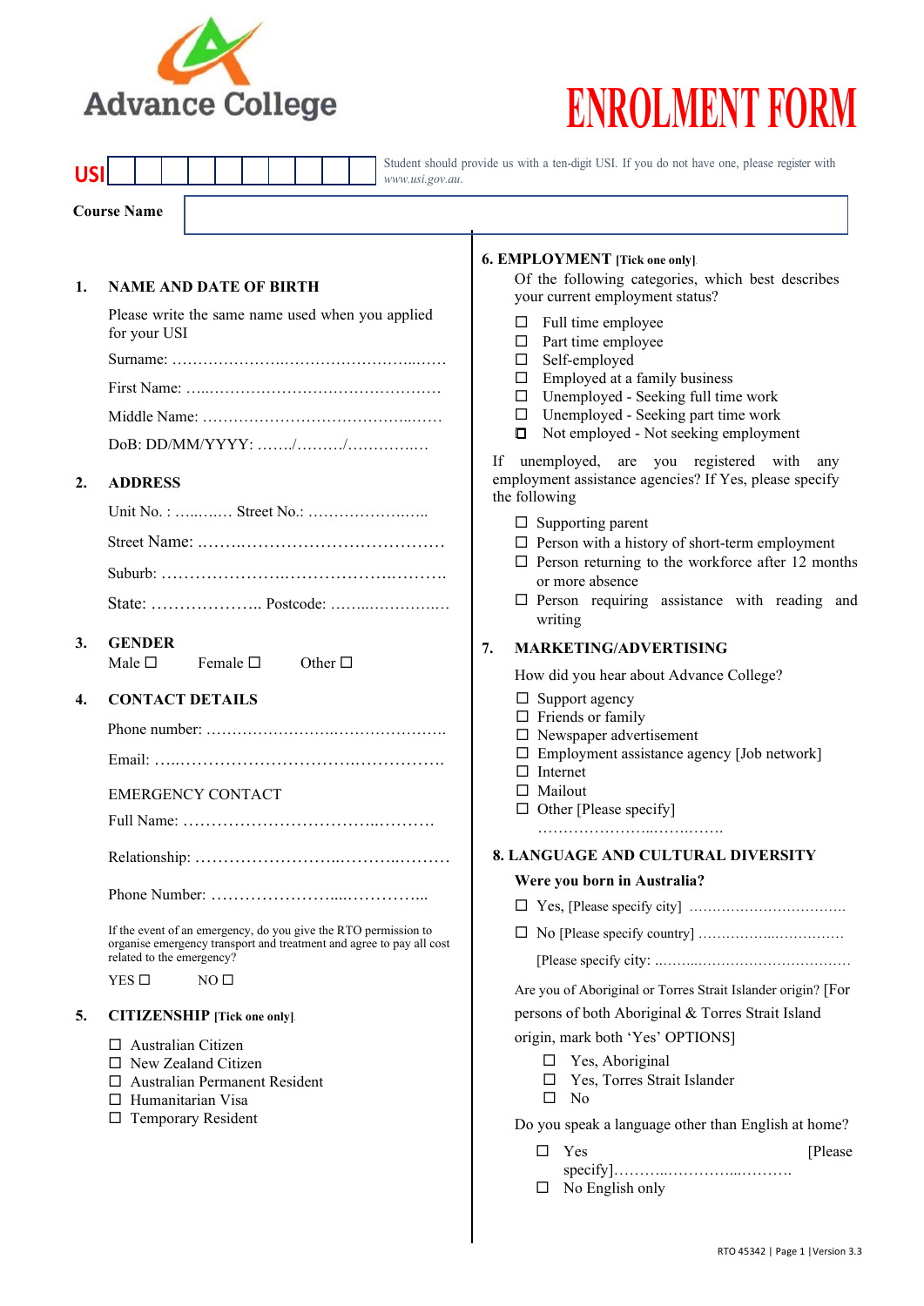Advance College

# ENROLMENT FORM

**USI** | | | | | | | | | | |

Student should provide us with a ten-digit USI. If you do not have one, please register with *www.usi.gov.au.*

**Course Name**

## 1. NAME AND DATE OF BIRTH

Please write the same name used when you applied for your USI

Surname: ……………………………………………………

First Name: …………………………………………………

Middle Name: ………………………………………………

DoB: DD/MM/YYYY: ……/………/……………

## 2. ADDRESS

Unit No. : ………. Street No.: ……………………..

Street Name: ………………………………………

Suburb: ………………………………………………

State: ……………….. Postcode: ……………………

## 3. GENDER

Male ☐ Female ☐ Other ☐

## 4. CONTACT DETAILS

Phone number: ……………………………………………

Email: …………………………………………………

EMERGENCY CONTACT

Full Name: ……………………………………………

Relationship: ……………………………………………

Phone Number: ……………………………………

If the event of an emergency, do you give the RTO permission to organise emergency transport and treatment and agree to pay all cost related to the emergency?

YES ☐ NO ☐

## 5. CITIZENSHIP [Tick one only].

- ☐ Australian Citizen
- ☐ New Zealand Citizen
- ☐ Australian Permanent Resident
- ☐ Humanitarian Visa
- ☐ Temporary Resident

## 6. EMPLOYMENT [Tick one only].

Of the following categories, which best describes your current employment status?

- ☐ Full time employee
- ☐ Part time employee
- ☐ Self-employed
- ☐ Employed at a family business
- ☐ Unemployed - Seeking full time work
- ☐ Unemployed - Seeking part time work
- ☐ Not employed - Not seeking employment

If unemployed, are you registered with any employment assistance agencies? If Yes, please specify the following

- ☐ Supporting parent
- ☐ Person with a history of short-term employment
- ☐ Person returning to the workforce after 12 months or more absence
- ☐ Person requiring assistance with reading and writing

## 7. MARKETING/ADVERTISING

How did you hear about Advance College?

- ☐ Support agency
- ☐ Friends or family
- ☐ Newspaper advertisement
- ☐ Employment assistance agency [Job network]
- ☐ Internet
- ☐ Mailout
- ☐ Other [Please specify]

…………………………………

## 8. LANGUAGE AND CULTURAL DIVERSITY

**Were you born in Australia?**

- ☐ Yes, [Please specify city] ……………………………
- ☐ No [Please specify country] ……………………………

[Please specify city: ……………………………………

Are you of Aboriginal or Torres Strait Islander origin? [For persons of both Aboriginal & Torres Strait Island origin, mark both 'Yes' OPTIONS]

- ☐ Yes, Aboriginal
- ☐ Yes, Torres Strait Islander
- ☐ No

Do you speak a language other than English at home?

- ☐ Yes [Please specify]……………………………
- ☐ No English only

RTO 45342 | Page 1 | Version 3.3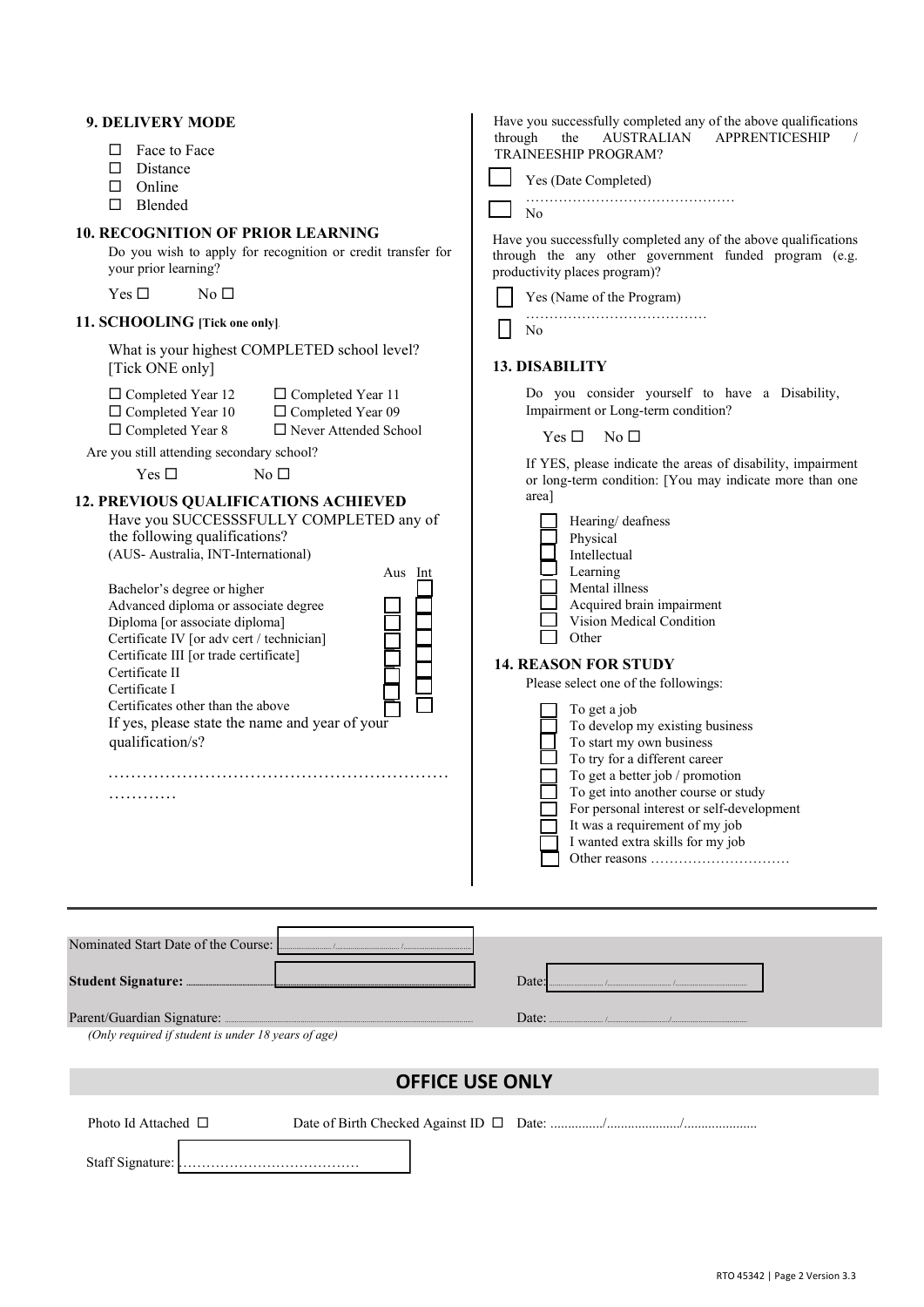### 9. DELIVERY MODE

- ☐ Face to Face
- ☐ Distance
- ☐ Online
- ☐ Blended

### 10. RECOGNITION OF PRIOR LEARNING

Do you wish to apply for recognition or credit transfer for your prior learning?

Yes ☐ No ☐

### 11. SCHOOLING [Tick one only].

What is your highest COMPLETED school level? [Tick ONE only]

| | |
|---|---|
| ☐ Completed Year 12 | ☐ Completed Year 11 |
| ☐ Completed Year 10 | ☐ Completed Year 09 |
| ☐ Completed Year 8 | ☐ Never Attended School |

Are you still attending secondary school?

Yes ☐ No ☐

### 12. PREVIOUS QUALIFICATIONS ACHIEVED

Have you SUCCESSSFULLY COMPLETED any of the following qualifications?
(AUS- Australia, INT-International)

| | Aus | Int |
|---|---|---|
| Bachelor's degree or higher | ☐ | ☐ |
| Advanced diploma or associate degree | ☐ | ☐ |
| Diploma [or associate diploma] | ☐ | ☐ |
| Certificate IV [or adv cert / technician] | ☐ | ☐ |
| Certificate III [or trade certificate] | ☐ | ☐ |
| Certificate II | ☐ | ☐ |
| Certificate I | ☐ | ☐ |
| Certificates other than the above | ☐ | ☐ |

If yes, please state the name and year of your qualification/s?

……………………………………………………………………

Have you successfully completed any of the above qualifications through the AUSTRALIAN APPRENTICESHIP / TRAINEESHIP PROGRAM?

- ☐ Yes (Date Completed) ………………………………………
- ☐ No

Have you successfully completed any of the above qualifications through the any other government funded program (e.g. productivity places program)?

- ☐ Yes (Name of the Program) …………………………………
- ☐ No

### 13. DISABILITY

Do you consider yourself to have a Disability, Impairment or Long-term condition?

Yes ☐ No ☐

If YES, please indicate the areas of disability, impairment or long-term condition: [You may indicate more than one area]

- ☐ Hearing/ deafness
- ☐ Physical
- ☐ Intellectual
- ☐ Learning
- ☐ Mental illness
- ☐ Acquired brain impairment
- ☐ Vision Medical Condition
- ☐ Other

### 14. REASON FOR STUDY

Please select one of the followings:

- ☐ To get a job
- ☐ To develop my existing business
- ☐ To start my own business
- ☐ To try for a different career
- ☐ To get a better job / promotion
- ☐ To get into another course or study
- ☐ For personal interest or self-development
- ☐ It was a requirement of my job
- ☐ I wanted extra skills for my job
- ☐ Other reasons …………………………

---

Nominated Start Date of the Course: ........../........../..........

**Student Signature:** .................................................. Date: ........../........../..........

Parent/Guardian Signature: .................................................. Date: ........../........../..........

*(Only required if student is under 18 years of age)*

## OFFICE USE ONLY

Photo Id Attached ☐ Date of Birth Checked Against ID ☐ Date: ............../................../..................

Staff Signature: …………………………………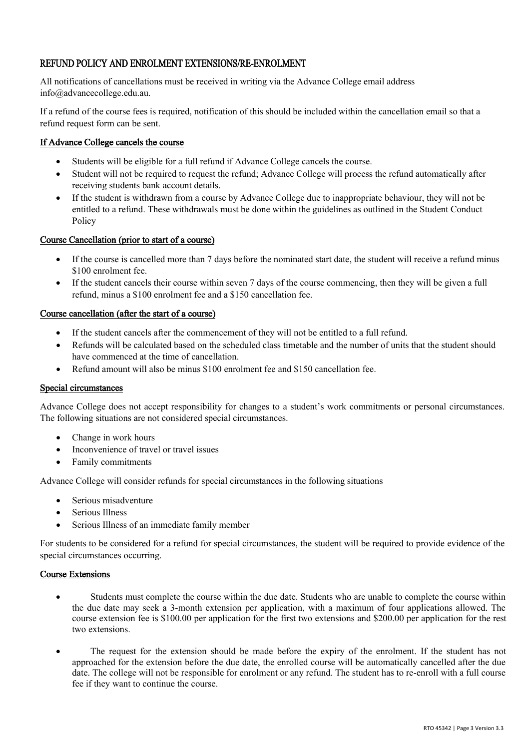## REFUND POLICY AND ENROLMENT EXTENSIONS/RE-ENROLMENT

All notifications of cancellations must be received in writing via the Advance College email address info@advancecollege.edu.au.

If a refund of the course fees is required, notification of this should be included within the cancellation email so that a refund request form can be sent.

### If Advance College cancels the course

- Students will be eligible for a full refund if Advance College cancels the course.
- Student will not be required to request the refund; Advance College will process the refund automatically after receiving students bank account details.
- If the student is withdrawn from a course by Advance College due to inappropriate behaviour, they will not be entitled to a refund. These withdrawals must be done within the guidelines as outlined in the Student Conduct Policy

### Course Cancellation (prior to start of a course)

- If the course is cancelled more than 7 days before the nominated start date, the student will receive a refund minus $100 enrolment fee.
- If the student cancels their course within seven 7 days of the course commencing, then they will be given a full refund, minus a $100 enrolment fee and a $150 cancellation fee.

### Course cancellation (after the start of a course)

- If the student cancels after the commencement of they will not be entitled to a full refund.
- Refunds will be calculated based on the scheduled class timetable and the number of units that the student should have commenced at the time of cancellation.
- Refund amount will also be minus $100 enrolment fee and $150 cancellation fee.

### Special circumstances

Advance College does not accept responsibility for changes to a student's work commitments or personal circumstances. The following situations are not considered special circumstances.

- Change in work hours
- Inconvenience of travel or travel issues
- Family commitments

Advance College will consider refunds for special circumstances in the following situations

- Serious misadventure
- Serious Illness
- Serious Illness of an immediate family member

For students to be considered for a refund for special circumstances, the student will be required to provide evidence of the special circumstances occurring.

### Course Extensions

- Students must complete the course within the due date. Students who are unable to complete the course within the due date may seek a 3-month extension per application, with a maximum of four applications allowed. The course extension fee is $100.00 per application for the first two extensions and $200.00 per application for the rest two extensions.
- The request for the extension should be made before the expiry of the enrolment. If the student has not approached for the extension before the due date, the enrolled course will be automatically cancelled after the due date. The college will not be responsible for enrolment or any refund. The student has to re-enroll with a full course fee if they want to continue the course.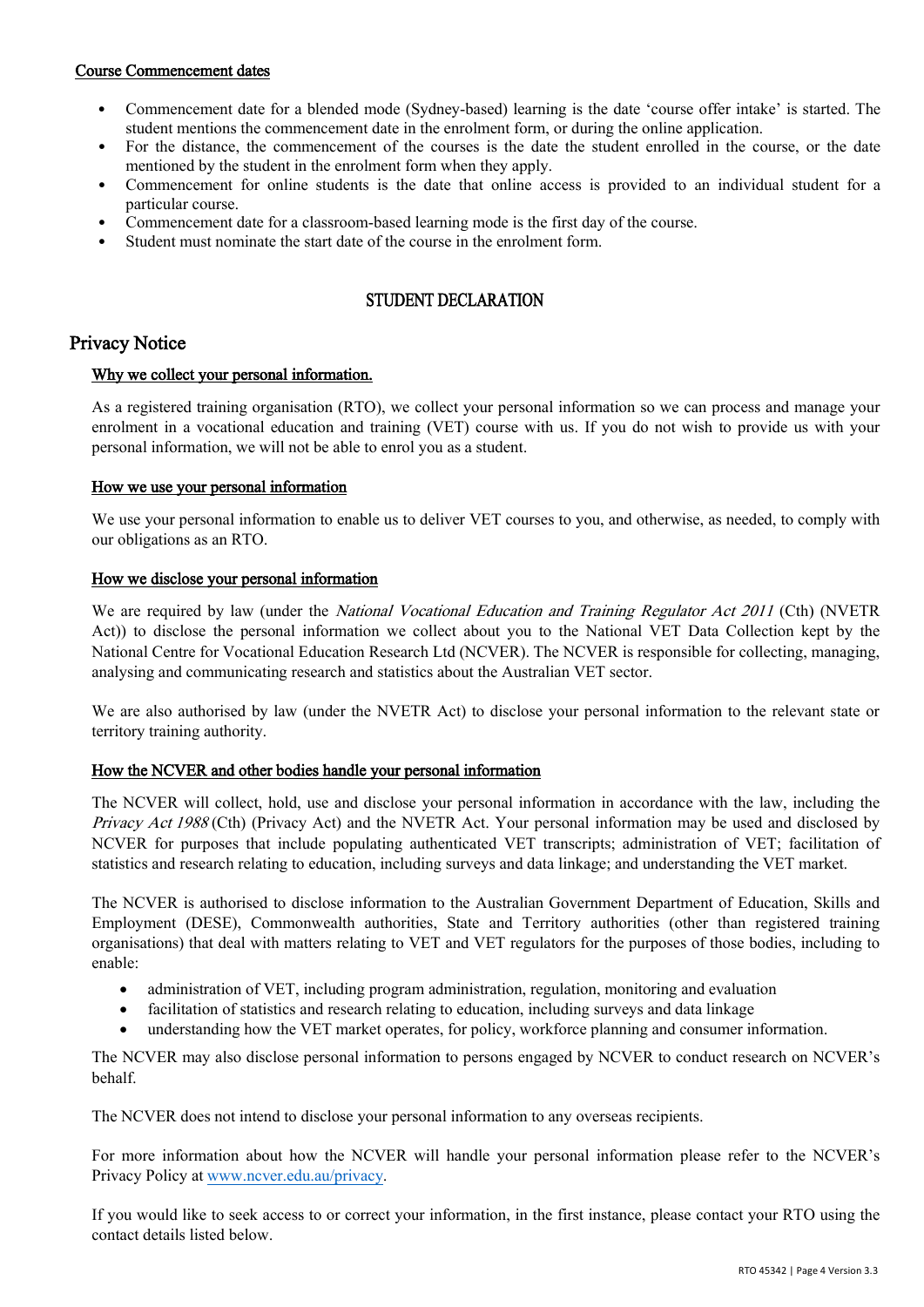Course Commencement dates

- Commencement date for a blended mode (Sydney-based) learning is the date 'course offer intake' is started. The student mentions the commencement date in the enrolment form, or during the online application.
- For the distance, the commencement of the courses is the date the student enrolled in the course, or the date mentioned by the student in the enrolment form when they apply.
- Commencement for online students is the date that online access is provided to an individual student for a particular course.
- Commencement date for a classroom-based learning mode is the first day of the course.
- Student must nominate the start date of the course in the enrolment form.

## STUDENT DECLARATION

## Privacy Notice

### Why we collect your personal information.

As a registered training organisation (RTO), we collect your personal information so we can process and manage your enrolment in a vocational education and training (VET) course with us. If you do not wish to provide us with your personal information, we will not be able to enrol you as a student.

### How we use your personal information

We use your personal information to enable us to deliver VET courses to you, and otherwise, as needed, to comply with our obligations as an RTO.

### How we disclose your personal information

We are required by law (under the *National Vocational Education and Training Regulator Act 2011* (Cth) (NVETR Act)) to disclose the personal information we collect about you to the National VET Data Collection kept by the National Centre for Vocational Education Research Ltd (NCVER). The NCVER is responsible for collecting, managing, analysing and communicating research and statistics about the Australian VET sector.

We are also authorised by law (under the NVETR Act) to disclose your personal information to the relevant state or territory training authority.

### How the NCVER and other bodies handle your personal information

The NCVER will collect, hold, use and disclose your personal information in accordance with the law, including the *Privacy Act 1988* (Cth) (Privacy Act) and the NVETR Act. Your personal information may be used and disclosed by NCVER for purposes that include populating authenticated VET transcripts; administration of VET; facilitation of statistics and research relating to education, including surveys and data linkage; and understanding the VET market.

The NCVER is authorised to disclose information to the Australian Government Department of Education, Skills and Employment (DESE), Commonwealth authorities, State and Territory authorities (other than registered training organisations) that deal with matters relating to VET and VET regulators for the purposes of those bodies, including to enable:

- administration of VET, including program administration, regulation, monitoring and evaluation
- facilitation of statistics and research relating to education, including surveys and data linkage
- understanding how the VET market operates, for policy, workforce planning and consumer information.

The NCVER may also disclose personal information to persons engaged by NCVER to conduct research on NCVER's behalf.

The NCVER does not intend to disclose your personal information to any overseas recipients.

For more information about how the NCVER will handle your personal information please refer to the NCVER's Privacy Policy at www.ncver.edu.au/privacy.

If you would like to seek access to or correct your information, in the first instance, please contact your RTO using the contact details listed below.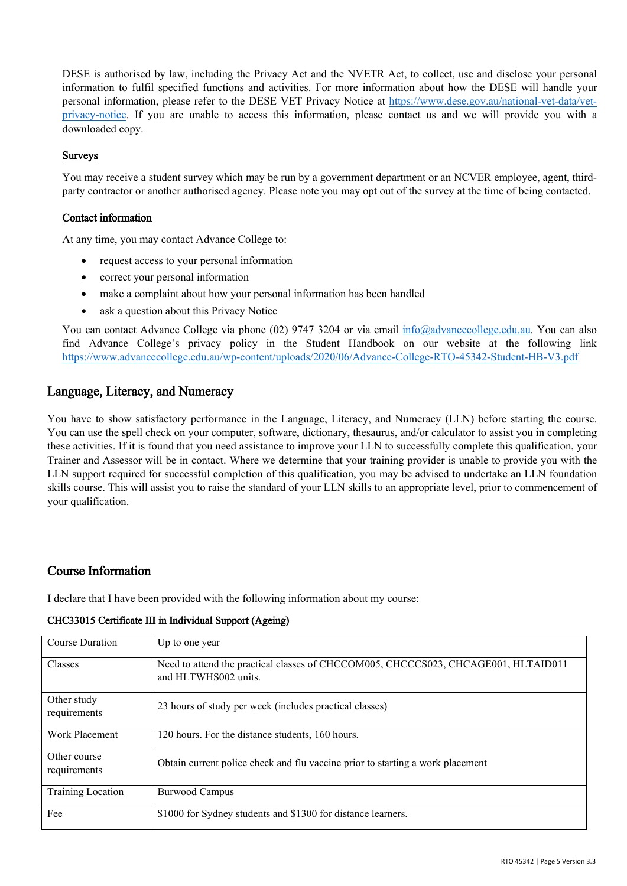DESE is authorised by law, including the Privacy Act and the NVETR Act, to collect, use and disclose your personal information to fulfil specified functions and activities. For more information about how the DESE will handle your personal information, please refer to the DESE VET Privacy Notice at https://www.dese.gov.au/national-vet-data/vet-privacy-notice. If you are unable to access this information, please contact us and we will provide you with a downloaded copy.

### Surveys

You may receive a student survey which may be run by a government department or an NCVER employee, agent, third-party contractor or another authorised agency. Please note you may opt out of the survey at the time of being contacted.

### Contact information

At any time, you may contact Advance College to:

- request access to your personal information
- correct your personal information
- make a complaint about how your personal information has been handled
- ask a question about this Privacy Notice

You can contact Advance College via phone (02) 9747 3204 or via email info@advancecollege.edu.au. You can also find Advance College's privacy policy in the Student Handbook on our website at the following link https://www.advancecollege.edu.au/wp-content/uploads/2020/06/Advance-College-RTO-45342-Student-HB-V3.pdf

## Language, Literacy, and Numeracy

You have to show satisfactory performance in the Language, Literacy, and Numeracy (LLN) before starting the course. You can use the spell check on your computer, software, dictionary, thesaurus, and/or calculator to assist you in completing these activities. If it is found that you need assistance to improve your LLN to successfully complete this qualification, your Trainer and Assessor will be in contact. Where we determine that your training provider is unable to provide you with the LLN support required for successful completion of this qualification, you may be advised to undertake an LLN foundation skills course. This will assist you to raise the standard of your LLN skills to an appropriate level, prior to commencement of your qualification.

## Course Information

I declare that I have been provided with the following information about my course:

**CHC33015 Certificate III in Individual Support (Ageing)**

| | |
|---|---|
| Course Duration | Up to one year |
| Classes | Need to attend the practical classes of CHCCOM005, CHCCCS023, CHCAGE001, HLTAID011 and HLTWHS002 units. |
| Other study requirements | 23 hours of study per week (includes practical classes) |
| Work Placement | 120 hours. For the distance students, 160 hours. |
| Other course requirements | Obtain current police check and flu vaccine prior to starting a work placement |
| Training Location | Burwood Campus |
| Fee | $1000 for Sydney students and $1300 for distance learners. |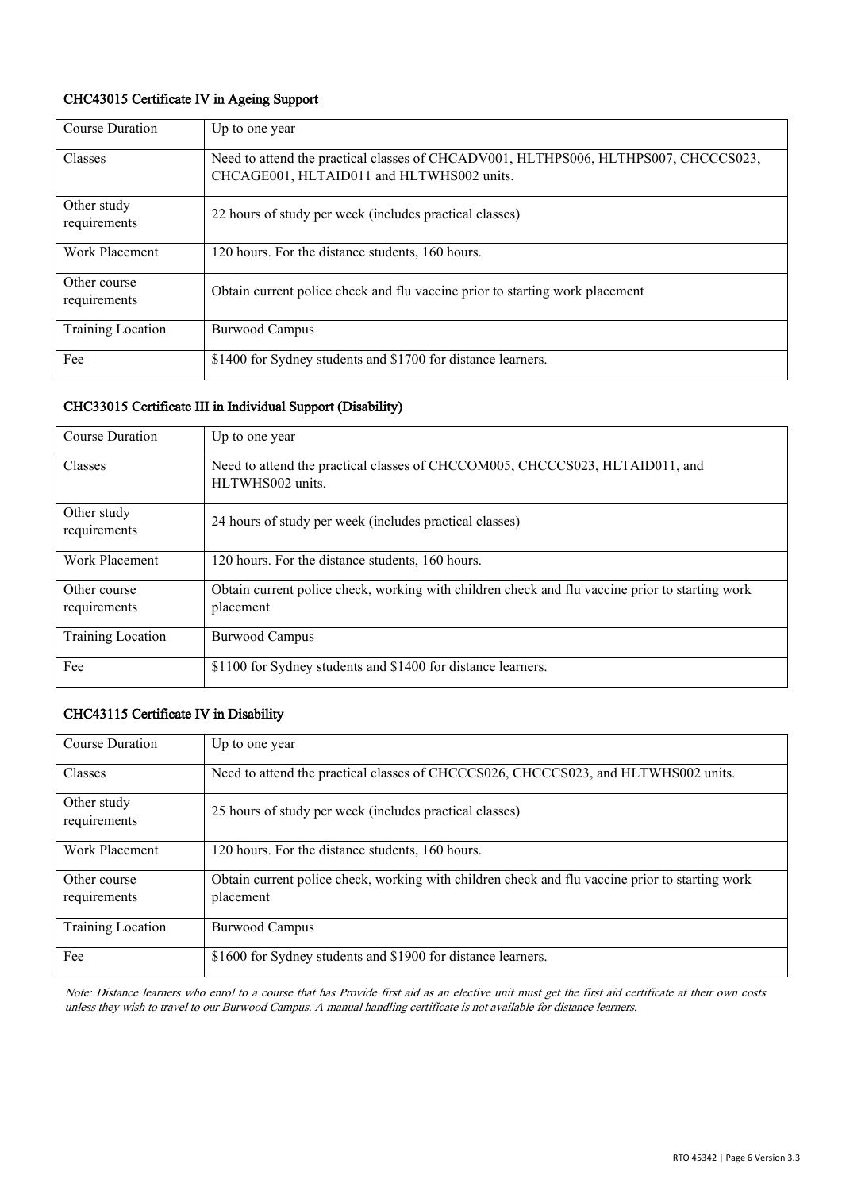### CHC43015 Certificate IV in Ageing Support

| | |
|---|---|
| Course Duration | Up to one year |
| Classes | Need to attend the practical classes of CHCADV001, HLTHPS006, HLTHPS007, CHCCCS023, CHCAGE001, HLTAID011 and HLTWHS002 units. |
| Other study requirements | 22 hours of study per week (includes practical classes) |
| Work Placement | 120 hours. For the distance students, 160 hours. |
| Other course requirements | Obtain current police check and flu vaccine prior to starting work placement |
| Training Location | Burwood Campus |
| Fee | $1400 for Sydney students and $1700 for distance learners. |

### CHC33015 Certificate III in Individual Support (Disability)

| | |
|---|---|
| Course Duration | Up to one year |
| Classes | Need to attend the practical classes of CHCCOM005, CHCCCS023, HLTAID011, and HLTWHS002 units. |
| Other study requirements | 24 hours of study per week (includes practical classes) |
| Work Placement | 120 hours. For the distance students, 160 hours. |
| Other course requirements | Obtain current police check, working with children check and flu vaccine prior to starting work placement |
| Training Location | Burwood Campus |
| Fee | $1100 for Sydney students and $1400 for distance learners. |

### CHC43115 Certificate IV in Disability

| | |
|---|---|
| Course Duration | Up to one year |
| Classes | Need to attend the practical classes of CHCCCS026, CHCCCS023, and HLTWHS002 units. |
| Other study requirements | 25 hours of study per week (includes practical classes) |
| Work Placement | 120 hours. For the distance students, 160 hours. |
| Other course requirements | Obtain current police check, working with children check and flu vaccine prior to starting work placement |
| Training Location | Burwood Campus |
| Fee | $1600 for Sydney students and $1900 for distance learners. |

*Note: Distance learners who enrol to a course that has Provide first aid as an elective unit must get the first aid certificate at their own costs unless they wish to travel to our Burwood Campus. A manual handling certificate is not available for distance learners.*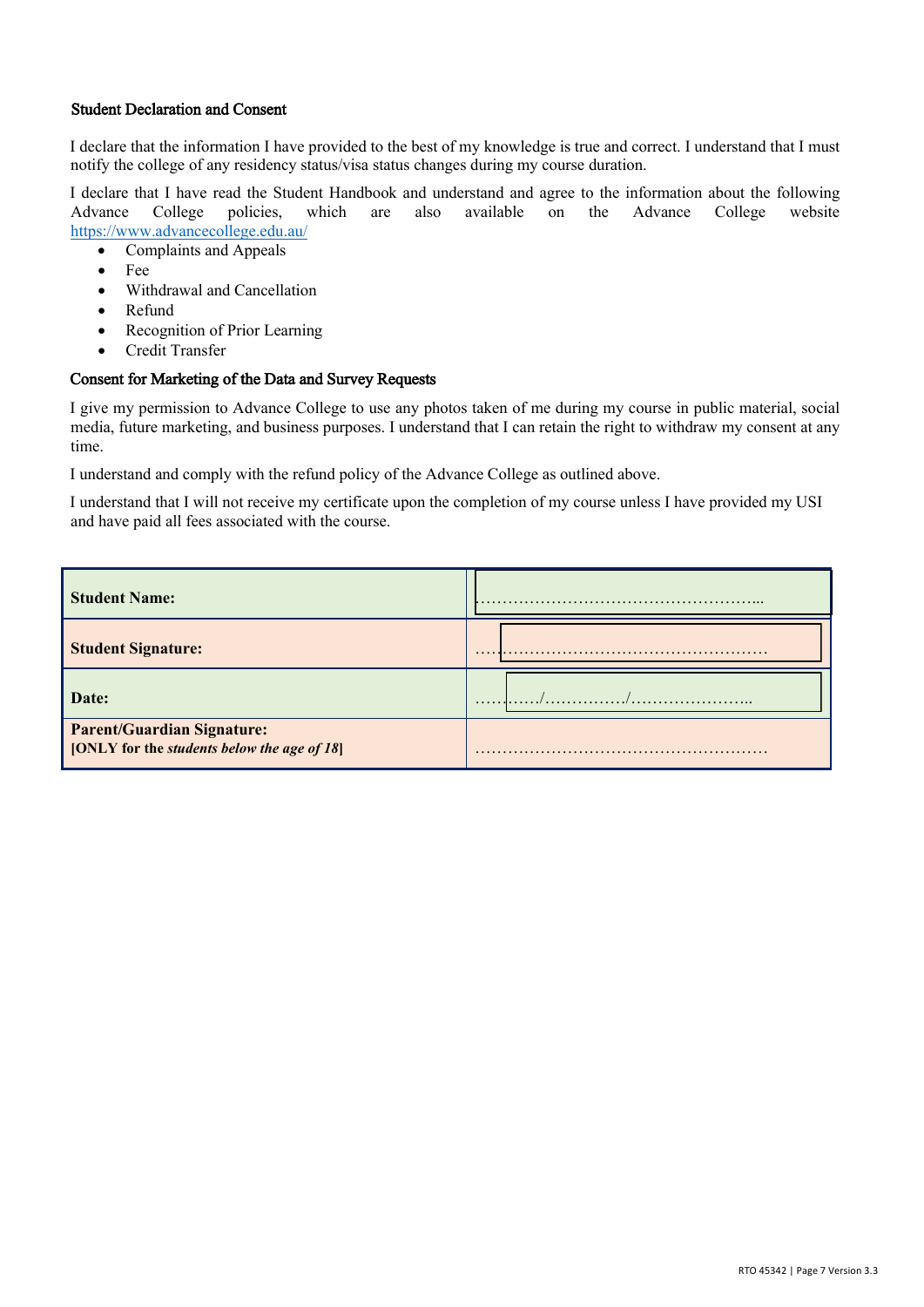### Student Declaration and Consent

I declare that the information I have provided to the best of my knowledge is true and correct. I understand that I must notify the college of any residency status/visa status changes during my course duration.

I declare that I have read the Student Handbook and understand and agree to the information about the following Advance College policies, which are also available on the Advance College website https://www.advancecollege.edu.au/

- Complaints and Appeals
- Fee
- Withdrawal and Cancellation
- Refund
- Recognition of Prior Learning
- Credit Transfer

### Consent for Marketing of the Data and Survey Requests

I give my permission to Advance College to use any photos taken of me during my course in public material, social media, future marketing, and business purposes. I understand that I can retain the right to withdraw my consent at any time.

I understand and comply with the refund policy of the Advance College as outlined above.

I understand that I will not receive my certificate upon the completion of my course unless I have provided my USI and have paid all fees associated with the course.

| | |
|---|---|
| **Student Name:** | …………………………………………….. |
| **Student Signature:** | ……………………………………………… |
| **Date:** | …………/……………/………………….. |
| **Parent/Guardian Signature:**<br>**[ONLY for the *students below the age of 18*]** | ……………………………………………… |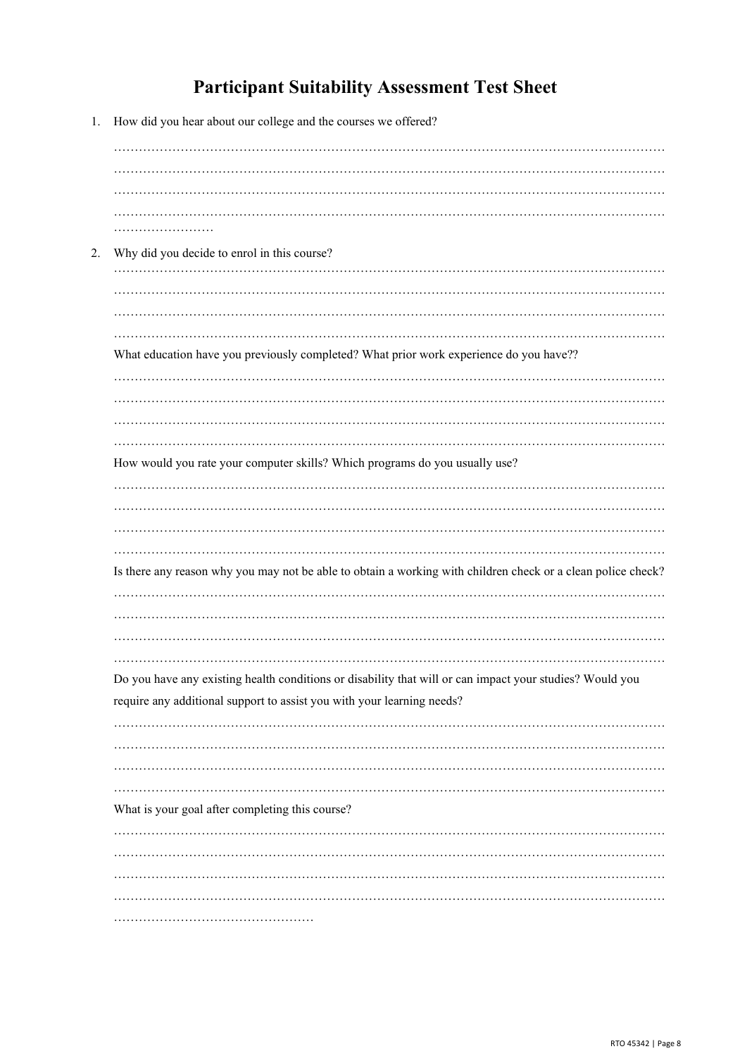# Participant Suitability Assessment Test Sheet

1. How did you hear about our college and the courses we offered?

   …………………………………………………………………………………………………………………
   …………………………………………………………………………………………………………………
   …………………………………………………………………………………………………………………
   …………………………………………………………………………………………………………………
   ……………………

2. Why did you decide to enrol in this course?

   …………………………………………………………………………………………………………………
   …………………………………………………………………………………………………………………
   …………………………………………………………………………………………………………………
   …………………………………………………………………………………………………………………

   What education have you previously completed? What prior work experience do you have??

   …………………………………………………………………………………………………………………
   …………………………………………………………………………………………………………………
   …………………………………………………………………………………………………………………
   …………………………………………………………………………………………………………………

   How would you rate your computer skills? Which programs do you usually use?

   …………………………………………………………………………………………………………………
   …………………………………………………………………………………………………………………
   …………………………………………………………………………………………………………………
   …………………………………………………………………………………………………………………

   Is there any reason why you may not be able to obtain a working with children check or a clean police check?

   …………………………………………………………………………………………………………………
   …………………………………………………………………………………………………………………
   …………………………………………………………………………………………………………………
   …………………………………………………………………………………………………………………

   Do you have any existing health conditions or disability that will or can impact your studies? Would you require any additional support to assist you with your learning needs?

   …………………………………………………………………………………………………………………
   …………………………………………………………………………………………………………………
   …………………………………………………………………………………………………………………
   …………………………………………………………………………………………………………………

   What is your goal after completing this course?

   …………………………………………………………………………………………………………………
   …………………………………………………………………………………………………………………
   …………………………………………………………………………………………………………………
   …………………………………………………………………………………………………………………
   …………………………………………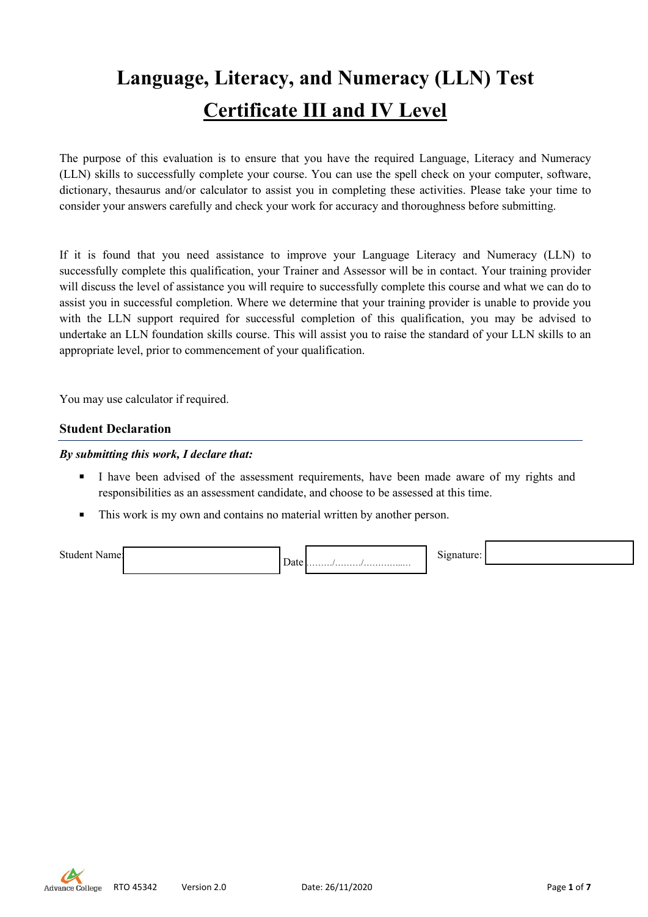# Language, Literacy, and Numeracy (LLN) Test

## Certificate III and IV Level

The purpose of this evaluation is to ensure that you have the required Language, Literacy and Numeracy (LLN) skills to successfully complete your course. You can use the spell check on your computer, software, dictionary, thesaurus and/or calculator to assist you in completing these activities. Please take your time to consider your answers carefully and check your work for accuracy and thoroughness before submitting.

If it is found that you need assistance to improve your Language Literacy and Numeracy (LLN) to successfully complete this qualification, your Trainer and Assessor will be in contact. Your training provider will discuss the level of assistance you will require to successfully complete this course and what we can do to assist you in successful completion. Where we determine that your training provider is unable to provide you with the LLN support required for successful completion of this qualification, you may be advised to undertake an LLN foundation skills course. This will assist you to raise the standard of your LLN skills to an appropriate level, prior to commencement of your qualification.

You may use calculator if required.

### Student Declaration

***By submitting this work, I declare that:***

- I have been advised of the assessment requirements, have been made aware of my rights and responsibilities as an assessment candidate, and choose to be assessed at this time.
- This work is my own and contains no material written by another person.

| Student Name: | | Date | ………/………/…………..… | Signature: | |
|---|---|---|---|---|---|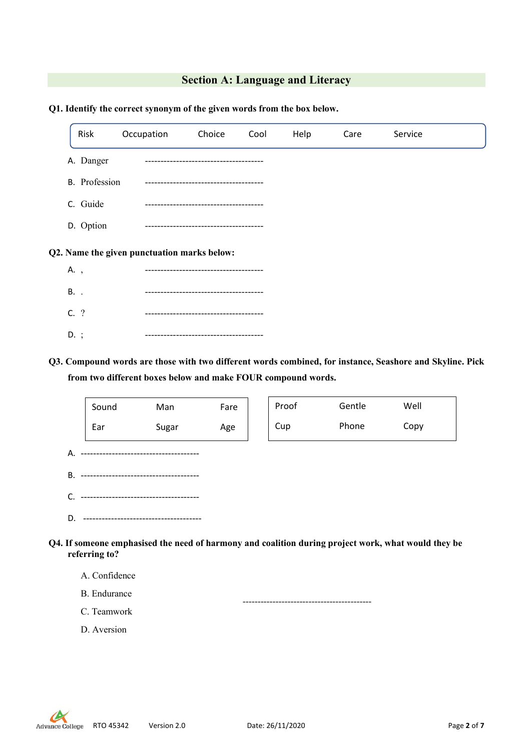## Section A: Language and Literacy

**Q1. Identify the correct synonym of the given words from the box below.**

| Risk | Occupation | Choice | Cool | Help | Care | Service |
|---|---|---|---|---|---|---|

A. Danger --------------------------------------

B. Profession --------------------------------------

C. Guide --------------------------------------

D. Option --------------------------------------

**Q2. Name the given punctuation marks below:**

A. , --------------------------------------

B. . --------------------------------------

C. ? --------------------------------------

D. ; --------------------------------------

**Q3. Compound words are those with two different words combined, for instance, Seashore and Skyline. Pick from two different boxes below and make FOUR compound words.**

| Sound | Man | Fare |
|---|---|---|
| Ear | Sugar | Age |

| Proof | Gentle | Well |
|---|---|---|
| Cup | Phone | Copy |

A. --------------------------------------

B. --------------------------------------

C. --------------------------------------

D. --------------------------------------

**Q4. If someone emphasised the need of harmony and coalition during project work, what would they be referring to?**

A. Confidence

B. Endurance

C. Teamwork

D. Aversion

------------------------------------------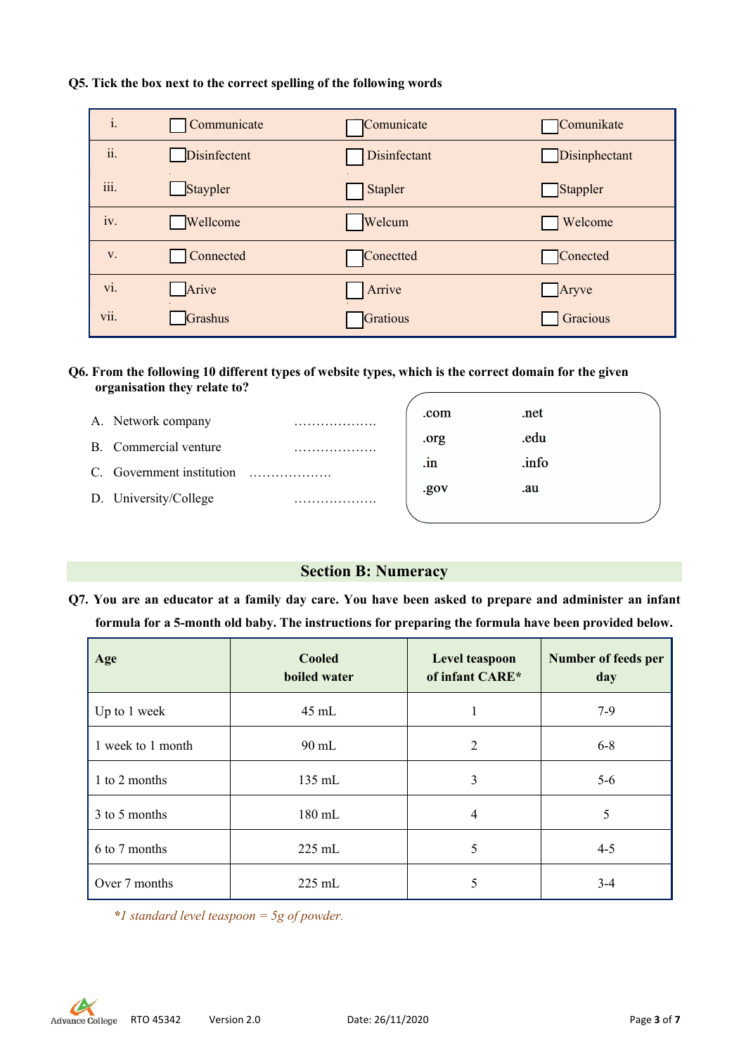**Q5. Tick the box next to the correct spelling of the following words**

| | | | |
|---|---|---|---|
| i. | ☐ Communicate | ☐ Comunicate | ☐ Comunikate |
| ii. | ☐ Disinfectent | ☐ Disinfectant | ☐ Disinphectant |
| iii. | ☐ Staypler | ☐ Stapler | ☐ Stappler |
| iv. | ☐ Wellcome | ☐ Welcum | ☐ Welcome |
| v. | ☐ Connected | ☐ Conectted | ☐ Conected |
| vi. | ☐ Arive | ☐ Arrive | ☐ Aryve |
| vii. | ☐ Grashus | ☐ Gratious | ☐ Gracious |

**Q6. From the following 10 different types of website types, which is the correct domain for the given organisation they relate to?**

A. Network company ……………….

B. Commercial venture ……………….

C. Government institution ……………….

D. University/College ……………….

| | |
|---|---|
| .com | .net |
| .org | .edu |
| .in | .info |
| .gov | .au |

## Section B: Numeracy

**Q7. You are an educator at a family day care. You have been asked to prepare and administer an infant formula for a 5-month old baby. The instructions for preparing the formula have been provided below.**

| Age | Cooled boiled water | Level teaspoon of infant CARE* | Number of feeds per day |
|---|---|---|---|
| Up to 1 week | 45 mL | 1 | 7-9 |
| 1 week to 1 month | 90 mL | 2 | 6-8 |
| 1 to 2 months | 135 mL | 3 | 5-6 |
| 3 to 5 months | 180 mL | 4 | 5 |
| 6 to 7 months | 225 mL | 5 | 4-5 |
| Over 7 months | 225 mL | 5 | 3-4 |

*\*1 standard level teaspoon = 5g of powder.*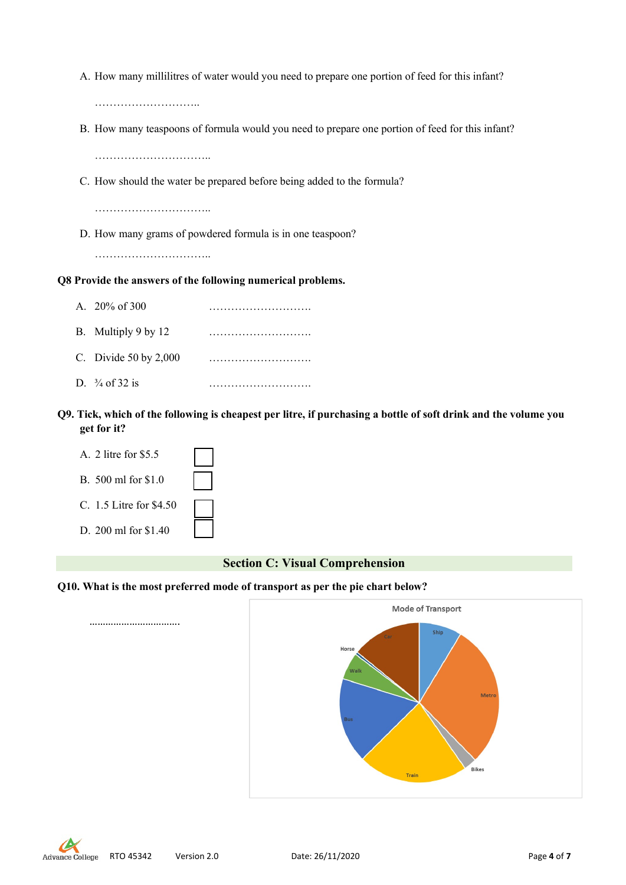A. How many millilitres of water would you need to prepare one portion of feed for this infant?

………………………..

B. How many teaspoons of formula would you need to prepare one portion of feed for this infant?

…………………………..

C. How should the water be prepared before being added to the formula?

…………………………..

D. How many grams of powdered formula is in one teaspoon?

…………………………..

**Q8 Provide the answers of the following numerical problems.**

A. 20% of 300 ……………………….

B. Multiply 9 by 12 ……………………….

C. Divide 50 by 2,000 ……………………….

D. ¾ of 32 is ……………………….

**Q9. Tick, which of the following is cheapest per litre, if purchasing a bottle of soft drink and the volume you get for it?**

A. 2 litre for $5.5 ☐

B. 500 ml for $1.0 ☐

C. 1.5 Litre for $4.50 ☐

D. 200 ml for $1.40 ☐

## Section C: Visual Comprehension

**Q10. What is the most preferred mode of transport as per the pie chart below?**

……………………………

Mode of Transport

Ship, Metro, Bikes, Train, Bus, Walk, Horse, Car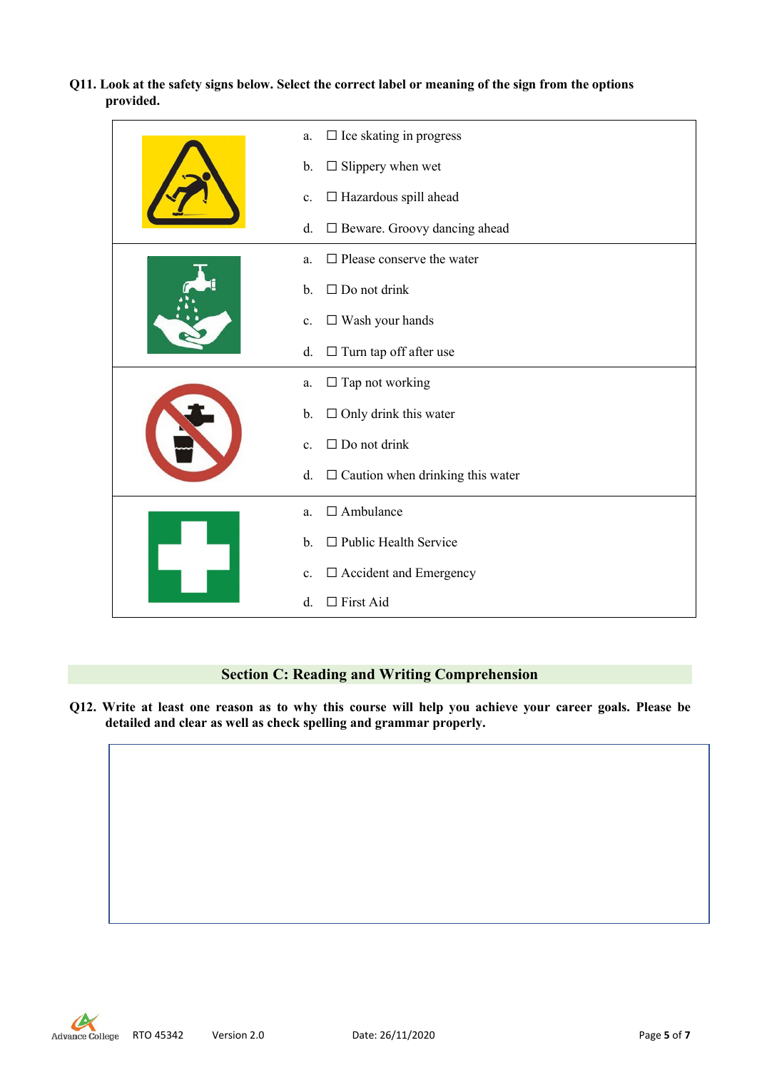**Q11. Look at the safety signs below. Select the correct label or meaning of the sign from the options provided.**

| | |
|---|---|
| | a. ☐ Ice skating in progress<br>b. ☐ Slippery when wet<br>c. ☐ Hazardous spill ahead<br>d. ☐ Beware. Groovy dancing ahead |
| | a. ☐ Please conserve the water<br>b. ☐ Do not drink<br>c. ☐ Wash your hands<br>d. ☐ Turn tap off after use |
| | a. ☐ Tap not working<br>b. ☐ Only drink this water<br>c. ☐ Do not drink<br>d. ☐ Caution when drinking this water |
| | a. ☐ Ambulance<br>b. ☐ Public Health Service<br>c. ☐ Accident and Emergency<br>d. ☐ First Aid |

## Section C: Reading and Writing Comprehension

**Q12. Write at least one reason as to why this course will help you achieve your career goals. Please be detailed and clear as well as check spelling and grammar properly.**

| |
|---|
| |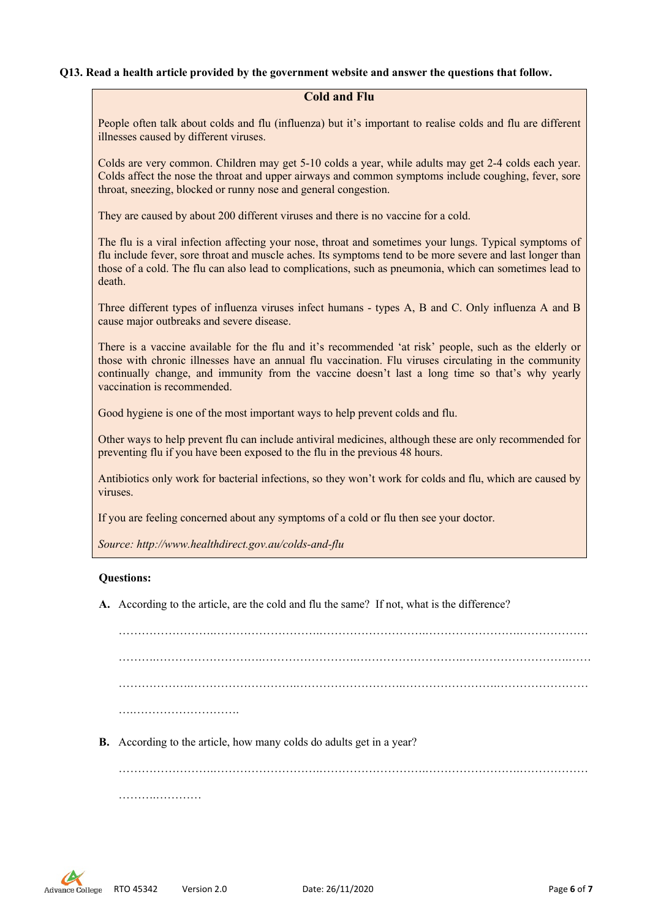**Q13. Read a health article provided by the government website and answer the questions that follow.**

**Cold and Flu**

People often talk about colds and flu (influenza) but it's important to realise colds and flu are different illnesses caused by different viruses.

Colds are very common. Children may get 5-10 colds a year, while adults may get 2-4 colds each year. Colds affect the nose the throat and upper airways and common symptoms include coughing, fever, sore throat, sneezing, blocked or runny nose and general congestion.

They are caused by about 200 different viruses and there is no vaccine for a cold.

The flu is a viral infection affecting your nose, throat and sometimes your lungs. Typical symptoms of flu include fever, sore throat and muscle aches. Its symptoms tend to be more severe and last longer than those of a cold. The flu can also lead to complications, such as pneumonia, which can sometimes lead to death.

Three different types of influenza viruses infect humans - types A, B and C. Only influenza A and B cause major outbreaks and severe disease.

There is a vaccine available for the flu and it's recommended 'at risk' people, such as the elderly or those with chronic illnesses have an annual flu vaccination. Flu viruses circulating in the community continually change, and immunity from the vaccine doesn't last a long time so that's why yearly vaccination is recommended.

Good hygiene is one of the most important ways to help prevent colds and flu.

Other ways to help prevent flu can include antiviral medicines, although these are only recommended for preventing flu if you have been exposed to the flu in the previous 48 hours.

Antibiotics only work for bacterial infections, so they won't work for colds and flu, which are caused by viruses.

If you are feeling concerned about any symptoms of a cold or flu then see your doctor.

*Source: http://www.healthdirect.gov.au/colds-and-flu*

**Questions:**

**A.** According to the article, are the cold and flu the same? If not, what is the difference?

……………………………………………………………………………………………………………………………

……………………………………………………………………………………………………………………………

……………………………………………………………………………………………………………………………

……………………………………

**B.** According to the article, how many colds do adults get in a year?

……………………………………………………………………………………………………………………………

…………………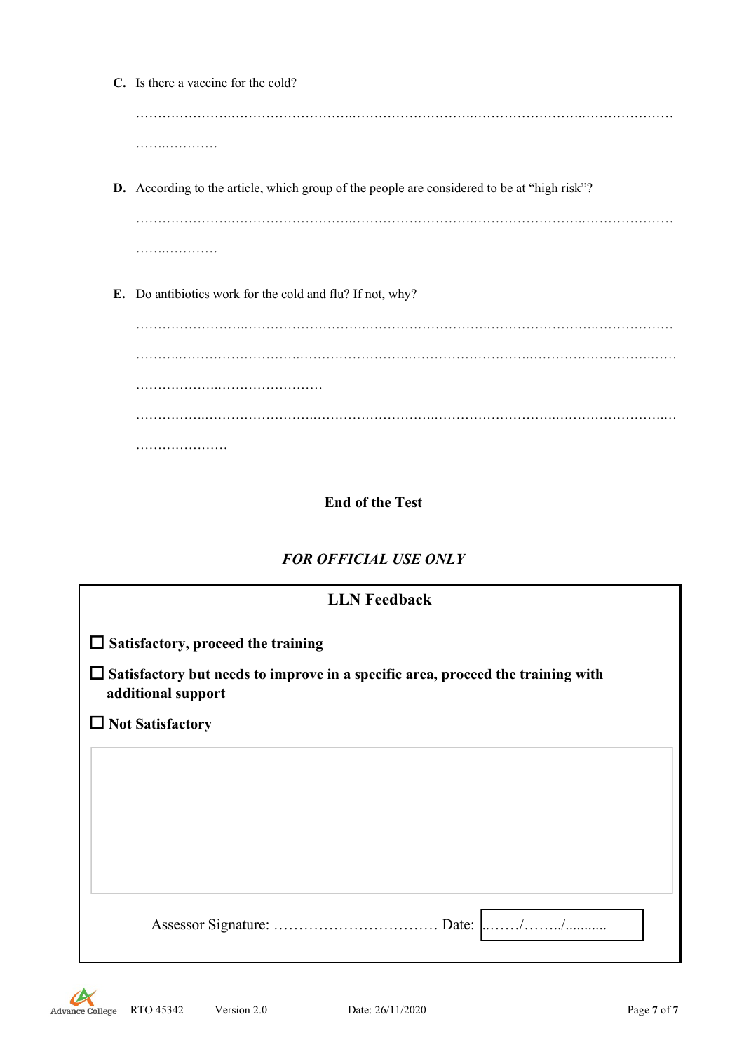**C.** Is there a vaccine for the cold?

……………………………………………………………………………………………………………………

………………

**D.** According to the article, which group of the people are considered to be at "high risk"?

……………………………………………………………………………………………………………………

………………

**E.** Do antibiotics work for the cold and flu? If not, why?

……………………………………………………………………………………………………………………

……………………………………………………………………………………………………………………

……………………………………

……………………………………………………………………………………………………………………

…………………

**End of the Test**

***FOR OFFICIAL USE ONLY***

**LLN Feedback**

☐ **Satisfactory, proceed the training**

☐ **Satisfactory but needs to improve in a specific area, proceed the training with additional support**

☐ **Not Satisfactory**

Assessor Signature: …………………………… Date: ..……/……../..........